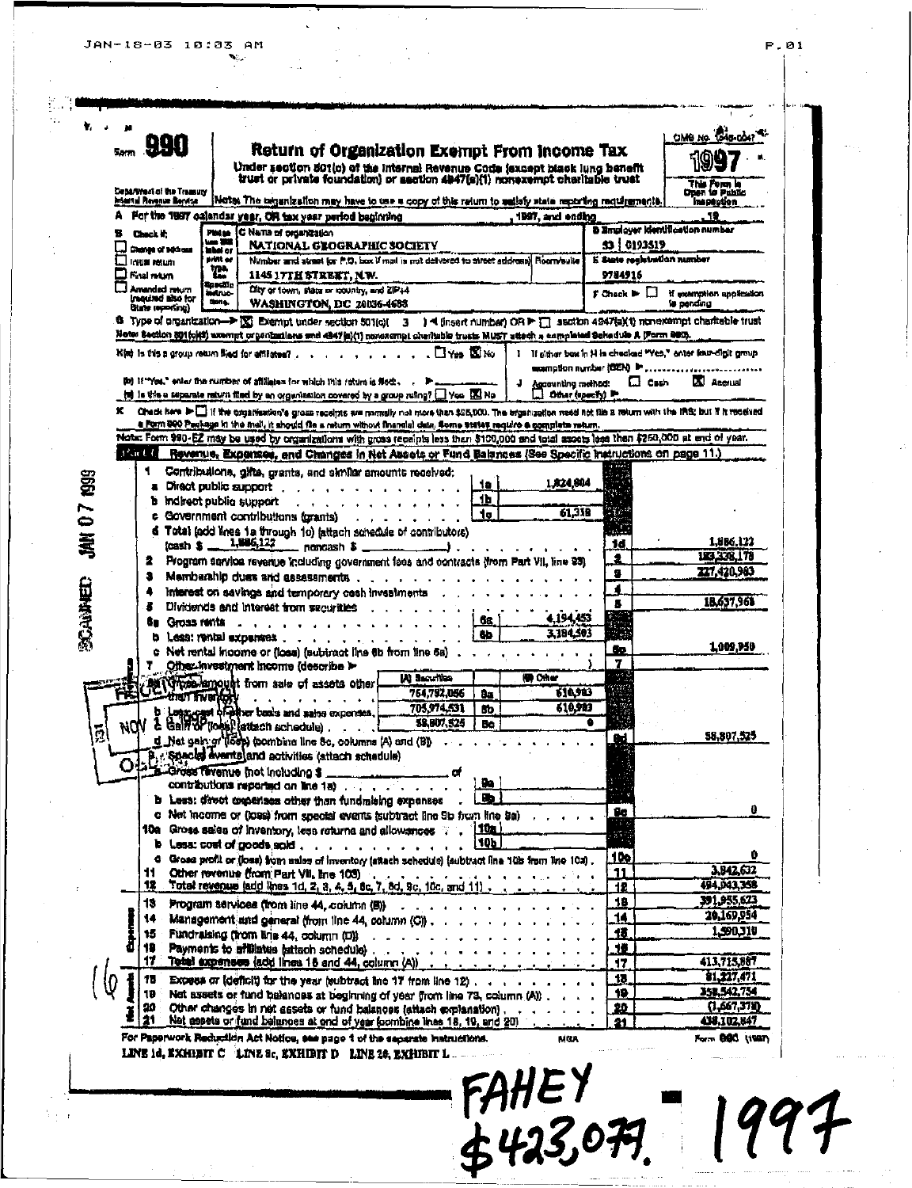JAN-18-03 10:03 AM

Form **990**

# Return of Organization Exempt From Income Tax

Under section 501(c) of the Internal Revenue Code (except black lung benefit trust or private foundation) or section 4947(a)(1) nonexempt charitable trust

Department of the Treasury Internal Revenue Service

Note: The organization may have to use a copy of this return to satisfy state reporting requirements.

OMB No. 1545-0047

**1997**

This Form is Open to Public Inspection

A For the 1997 calendar year, OR tax year period beginning , 1997, and ending , 19

B Check if:
- ☐ Change of address
- ☐ Initial return
- ☐ Final return
- ☐ Amended return (required also for State reporting)

C Name of organization: NATIONAL GEOGRAPHIC SOCIETY

Number and street (or P.O. box if mail is not delivered to street address) Room/suite: 1145 17TH STREET, N.W.

City or town, state or country, and ZIP+4: WASHINGTON, DC 20036-4688

D Employer identification number: 53 | 0193519

E State registration number: 9784916

F Check ▶ ☐ if exemption application is pending

G Type of organization—▶ ☒ Exempt under section 501(c)( 3 ) ◀ (insert number) OR ▶ ☐ section 4947(a)(1) nonexempt charitable trust

Note: Section 501(c)(3) exempt organizations and 4947(a)(1) nonexempt charitable trusts MUST attach a completed Schedule A (Form 990).

H(a) Is this a group return filed for affiliates? ☐ Yes ☒ No

(b) If "Yes," enter the number of affiliates for which this return is filed ▶

(c) Is this a separate return filed by an organization covered by a group ruling? ☐ Yes ☒ No

I If either box in H is checked "Yes," enter four-digit group exemption number (GEN) ▶

J Accounting method: ☐ Cash ☒ Accrual ☐ Other (specify) ▶

K Check here ▶ ☐ if the organization's gross receipts are normally not more than $25,000. The organization need not file a return with the IRS; but if it received a Form 990 Package in the mail, it should file a return without financial data. Some states require a complete return.

Note: Form 990-EZ may be used by organizations with gross receipts less than $100,000 and total assets less than $250,000 at end of year.

## Part I Revenue, Expenses, and Changes in Net Assets or Fund Balances (See Specific Instructions on page 11.)

### Revenue

| Line | Description | | | Ref | Amount |
|---|---|---|---|---|---|
| 1 | Contributions, gifts, grants, and similar amounts received: | | | | |
| a | Direct public support | 1a | 1,824,804 | | |
| b | Indirect public support | 1b | | | |
| c | Government contributions (grants) | 1c | 61,318 | | |
| d | Total (add lines 1a through 1c) (attach schedule of contributors) (cash $ 1,886,122 noncash $ ) | | | 1d | 1,886,122 |
| 2 | Program service revenue including government fees and contracts (from Part VII, line 93) | | | 2 | 183,330,178 |
| 3 | Membership dues and assessments | | | 3 | 227,420,983 |
| 4 | Interest on savings and temporary cash investments | | | 4 | |
| 5 | Dividends and interest from securities | | | 5 | 18,637,968 |
| 6a | Gross rents | 6a | 4,194,453 | | |
| b | Less: rental expenses | 6b | 3,184,503 | | |
| c | Net rental income or (loss) (subtract line 6b from line 6a) | | | 6c | 1,009,950 |
| 7 | Other investment income (describe ▶ ) | | | 7 | |

| Line | Description | (A) Securities | | (B) Other | | |
|---|---|---|---|---|---|---|
| 8a | Gross amount from sale of assets other than inventory | 764,782,056 | 8a | 610,983 | | |
| b | Less: cost or other basis and sales expenses | 705,974,531 | 8b | 610,983 | | |
| c | Gain or (loss) (attach schedule) | 58,807,525 | 8c | 0 | | |
| d | Net gain or (loss) (combine line 8c, columns (A) and (B)) | | | | 8d | 58,807,525 |

| Line | Description | | | Ref | Amount |
|---|---|---|---|---|---|
| 9 | Special events and activities (attach schedule) | | | | |
| a | Gross revenue (not including $ of contributions reported on line 1a) | 9a | | | |
| b | Less: direct expenses other than fundraising expenses | 9b | | | |
| c | Net income or (loss) from special events (subtract line 9b from line 9a) | | | 9c | 0 |
| 10a | Gross sales of inventory, less returns and allowances | 10a | | | |
| b | Less: cost of goods sold | 10b | | | |
| c | Gross profit or (loss) from sales of inventory (attach schedule) (subtract line 10b from line 10a) | | | 10c | 0 |
| 11 | Other revenue (from Part VII, line 103) | | | 11 | 3,842,632 |
| 12 | Total revenue (add lines 1d, 2, 3, 4, 5, 6c, 7, 8d, 9c, 10c, and 11) | | | 12 | 494,943,358 |

### Expenses

| Line | Description | Ref | Amount |
|---|---|---|---|
| 13 | Program services (from line 44, column (B)) | 13 | 391,955,623 |
| 14 | Management and general (from line 44, column (C)) | 14 | 20,169,954 |
| 15 | Fundraising (from line 44, column (D)) | 15 | 1,590,310 |
| 16 | Payments to affiliates (attach schedule) | 16 | |
| 17 | Total expenses (add lines 16 and 44, column (A)) | 17 | 413,715,887 |

### Net Assets

| Line | Description | Ref | Amount |
|---|---|---|---|
| 18 | Excess or (deficit) for the year (subtract line 17 from line 12) | 18 | 81,227,471 |
| 19 | Net assets or fund balances at beginning of year (from line 73, column (A)) | 19 | 358,542,754 |
| 20 | Other changes in net assets or fund balances (attach explanation) | 20 | (1,667,378) |
| 21 | Net assets or fund balances at end of year (combine lines 18, 19, and 20) | 21 | 438,102,847 |

For Paperwork Reduction Act Notice, see page 1 of the separate instructions.

Form **990** (1997)

LINE 1d, EXHIBIT C LINE 8c, EXHIBIT D LINE 20, EXHIBIT L

FAHEY $423,077. 1997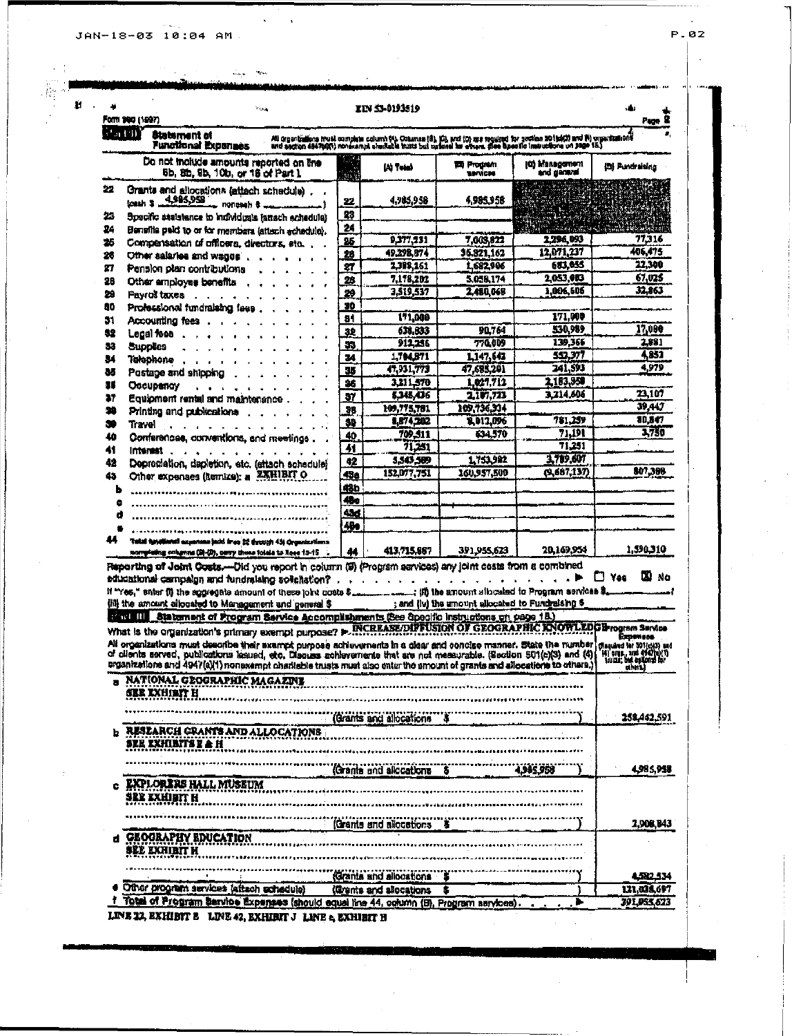Form 990 (1997) EIN 53-0193519 Page 2

## Part II Statement of Functional Expenses

All organizations must complete column (A). Columns (B), (C), and (D) are required for section 501(c)(3) and (4) organizations and section 4947(a)(1) nonexempt charitable trusts but optional for others. (See Specific Instructions on page 15.)

| Do not include amounts reported on line 6b, 8b, 9b, 10b, or 16 of Part I | | (A) Total | (B) Program services | (C) Management and general | (D) Fundraising |
|---|---|---|---|---|---|
| 22 Grants and allocations (attach schedule) (cash $ 4,985,958 noncash $ ) | 22 | 4,985,958 | 4,985,958 | | |
| 23 Specific assistance to individuals (attach schedule) | 23 | | | | |
| 24 Benefits paid to or for members (attach schedule) | 24 | | | | |
| 25 Compensation of officers, directors, etc. | 25 | 9,377,231 | 7,003,822 | 2,296,093 | 77,316 |
| 26 Other salaries and wages | 26 | 49,298,874 | 36,821,162 | 12,071,237 | 406,475 |
| 27 Pension plan contributions | 27 | 2,388,161 | 1,682,906 | 683,055 | 22,300 |
| 28 Other employee benefits | 28 | 7,178,202 | 5,058,174 | 2,053,003 | 67,025 |
| 29 Payroll taxes | 29 | 3,519,537 | 2,480,068 | 1,006,606 | 32,863 |
| 30 Professional fundraising fees | 30 | | | | |
| 31 Accounting fees | 31 | 171,000 | | 171,000 | |
| 32 Legal fees | 32 | 638,833 | 90,764 | 530,989 | 17,080 |
| 33 Supplies | 33 | 912,256 | 770,009 | 139,366 | 2,881 |
| 34 Telephone | 34 | 1,704,871 | 1,147,642 | 552,377 | 4,852 |
| 35 Postage and shipping | 35 | 47,931,773 | 47,685,201 | 241,593 | 4,979 |
| 36 Occupancy | 36 | 3,211,570 | 1,027,712 | 2,183,858 | |
| 37 Equipment rental and maintenance | 37 | 5,345,436 | 2,107,723 | 3,214,606 | 23,107 |
| 38 Printing and publications | 38 | 109,775,781 | 109,736,334 | | 39,447 |
| 39 Travel | 39 | 8,874,202 | 8,012,096 | 781,259 | 80,847 |
| 40 Conferences, conventions, and meetings | 40 | 709,511 | 634,570 | 71,191 | 3,750 |
| 41 Interest | 41 | 71,251 | | 71,251 | |
| 42 Depreciation, depletion, etc. (attach schedule) | 42 | 5,543,589 | 1,753,982 | 3,789,607 | |
| 43 Other expenses (itemize): a EXHIBIT O | 43a | 152,077,751 | 160,957,500 | (9,687,137) | 807,388 |
| b | 43b | | | | |
| c | 43c | | | | |
| d | 43d | | | | |
| e | 43e | | | | |
| 44 Total functional expenses (add lines 22 through 43) Organizations completing columns (B)-(D), carry these totals to lines 13-15 | 44 | 413,715,887 | 391,955,623 | 20,169,954 | 1,590,310 |

**Reporting of Joint Costs.**—Did you report in column (B) (Program services) any joint costs from a combined educational campaign and fundraising solicitation? ☐ Yes ☒ No

If "Yes," enter (i) the aggregate amount of these joint costs $ ; (ii) the amount allocated to Program services $ ; (iii) the amount allocated to Management and general $ ; and (iv) the amount allocated to Fundraising $

## Part III Statement of Program Service Accomplishments (See Specific Instructions on page 18.)

What is the organization's primary exempt purpose? ▶ INCREASE/DIFFUSION OF GEOGRAPHIC KNOWLEDGE

All organizations must describe their exempt purpose achievements in a clear and concise manner. State the number of clients served, publications issued, etc. Discuss achievements that are not measurable. (Section 501(c)(3) and (4) organizations and 4947(a)(1) nonexempt charitable trusts must also enter the amount of grants and allocations to others.)

| | Program Service Expenses (Required for 501(c)(3) and (4) orgs., and 4947(a)(1) trusts; but optional for others.) |
|---|---|
| a NATIONAL GEOGRAPHIC MAGAZINE<br>SEE EXHIBIT H<br>(Grants and allocations $ ) | 258,442,591 |
| b RESEARCH GRANTS AND ALLOCATIONS<br>SEE EXHIBITS E & H<br>(Grants and allocations $ 4,985,958 ) | 4,985,958 |
| c EXPLORERS HALL MUSEUM<br>SEE EXHIBIT H<br>(Grants and allocations $ ) | 2,908,843 |
| d GEOGRAPHY EDUCATION<br>SEE EXHIBIT H<br>(Grants and allocations $ ) | 4,582,534 |
| e Other program services (attach schedule) (Grants and allocations $ ) | 121,035,697 |
| f Total of Program Service Expenses (should equal line 44, column (B), Program services). ▶ | 391,955,623 |

LINE 22, EXHIBIT E LINE 42, EXHIBIT J LINE e, EXHIBIT H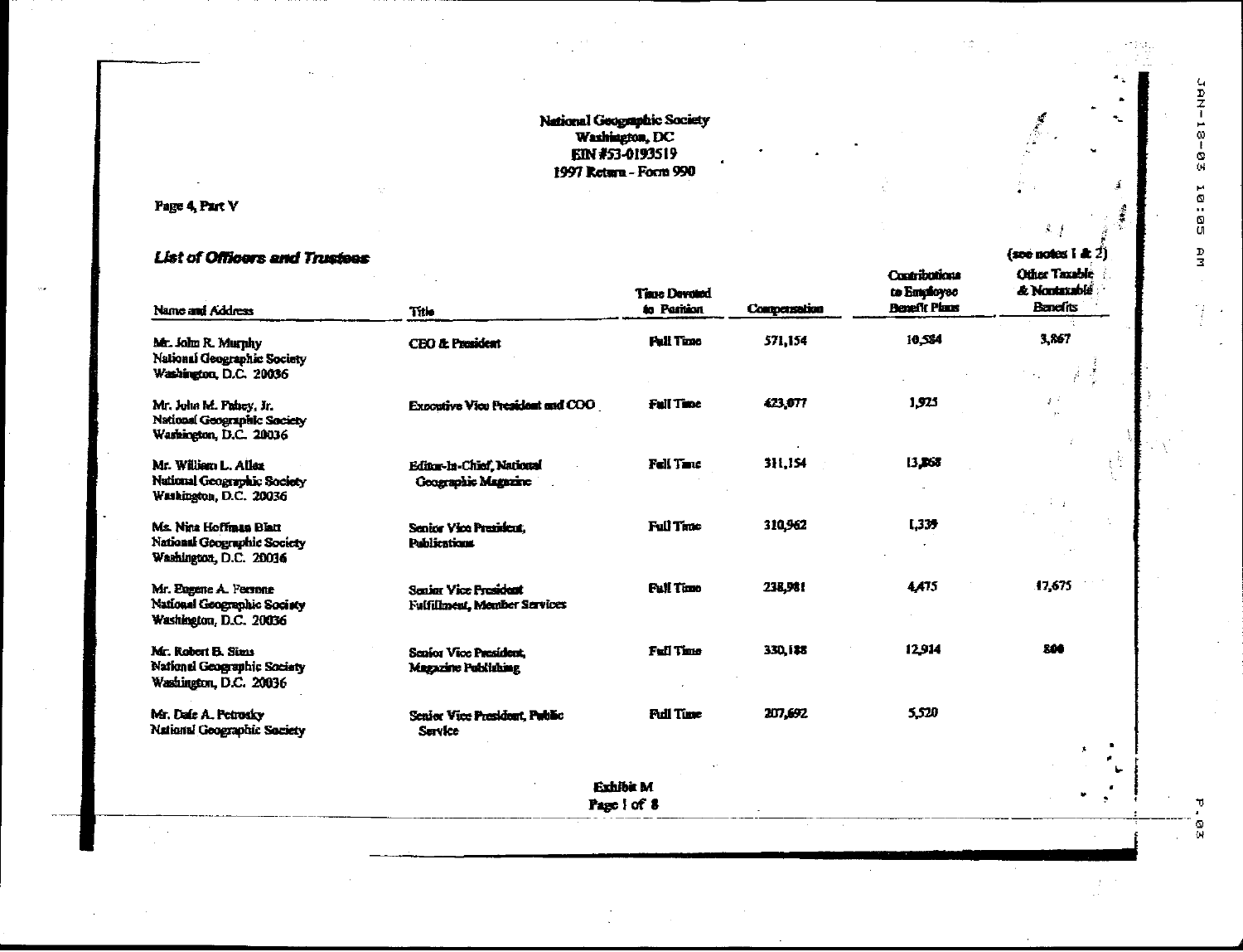National Geographic Society
Washington, DC
EIN #53-0193519
1997 Return - Form 990

Page 4, Part V

***List of Officers and Trustees***

(see notes 1 & 2)

| Name and Address | Title | Time Devoted to Position | Compensation | Contributions to Employee Benefit Plans | Other Taxable & Nontaxable Benefits |
|---|---|---|---|---|---|
| Mr. John R. Murphy<br>National Geographic Society<br>Washington, D.C. 20036 | CEO & President | Full Time | 571,154 | 10,584 | 3,867 |
| Mr. John M. Fahey, Jr.<br>National Geographic Society<br>Washington, D.C. 20036 | Executive Vice President and COO | Full Time | 423,077 | 1,925 | |
| Mr. William L. Allen<br>National Geographic Society<br>Washington, D.C. 20036 | Editor-In-Chief, National Geographic Magazine | Full Time | 311,154 | 13,868 | |
| Ms. Nina Hoffman Blatt<br>National Geographic Society<br>Washington, D.C. 20036 | Senior Vice President, Publications | Full Time | 310,962 | 1,339 | |
| Mr. Eugene A. Ferrone<br>National Geographic Society<br>Washington, D.C. 20036 | Senior Vice President Fulfillment, Member Services | Full Time | 238,981 | 4,475 | 17,675 |
| Mr. Robert B. Sims<br>National Geographic Society<br>Washington, D.C. 20036 | Senior Vice President, Magazine Publishing | Full Time | 330,188 | 12,914 | 800 |
| Mr. Dale A. Petrosky<br>National Geographic Society | Senior Vice President, Public Service | Full Time | 207,692 | 5,520 | |

Exhibit M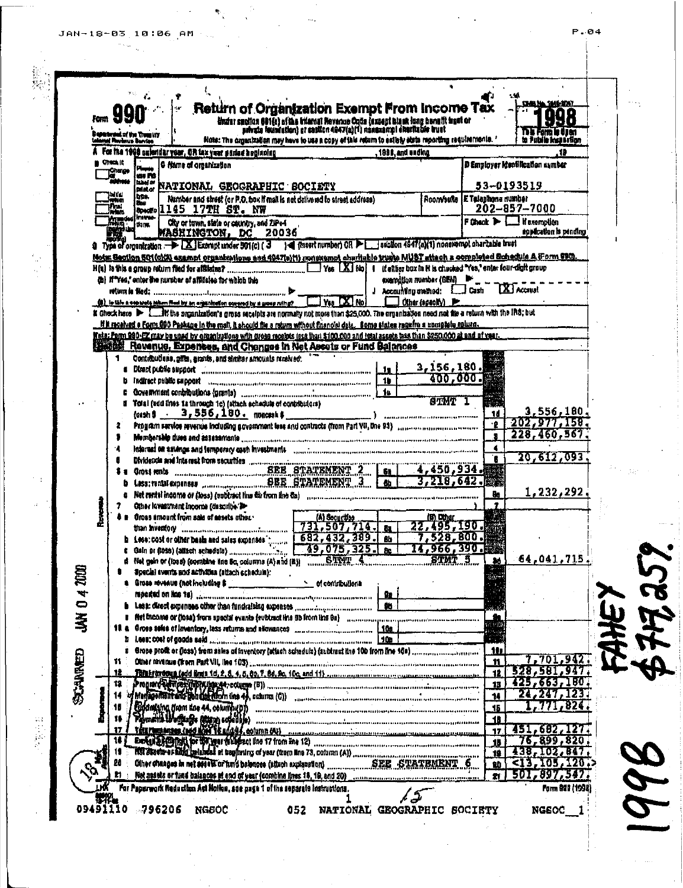Form **990**

Department of the Treasury
Internal Revenue Service

# Return of Organization Exempt From Income Tax

Under section 501(c) of the Internal Revenue Code (except black lung benefit trust or private foundation) or section 4947(a)(1) nonexempt charitable trust

Note: The organization may have to use a copy of this return to satisfy state reporting requirements.

OMB No. 1545-0047

**1998**

This Form is Open to Public Inspection

A For the 1998 calendar year, OR tax year period beginning , 1998, and ending , 19

B Check if: Change of address / Initial return / Final return / Amended return / (required also for State reporting)

C Name of organization: NATIONAL GEOGRAPHIC SOCIETY

Number and street (or P.O. box if mail is not delivered to street address): 1145 17TH ST. NW — Room/suite

City or town, state or country, and ZIP+4: WASHINGTON, DC 20036

D Employer Identification number: 53-0193519

E Telephone number: 202-857-7000

F Check ▶ ☐ if exemption application is pending

G Type of organization ▶ [X] Exempt under 501(c) ( 3 ) ◀ (insert number) OR ▶ ☐ section 4947(a)(1) nonexempt charitable trust

Note: Section 501(c)(3) exempt organizations and 4947(a)(1) nonexempt charitable trusts MUST attach a completed Schedule A (Form 990).

H(a) Is this a group return filed for affiliates? ☐ Yes [X] No

(b) If "Yes," enter the number of affiliates for which this return is filed: ▶

(c) Is this a separate return filed by an organization covered by a group ruling? ☐ Yes [X] No

I If either box in H is checked "Yes," enter four-digit group exemption number (GEN) ▶

J Accounting method: ☐ Cash [X] Accrual ☐ Other (specify) ▶

K Check here ▶ ☐ if the organization's gross receipts are normally not more than $25,000. The organization need not file a return with the IRS; but if it received a Form 990 Package in the mail, it should file a return without financial data. Some states require a complete return.

Note: Form 990-EZ may be used by organizations with gross receipts less than $100,000 and total assets less than $250,000 at end of year.

## Part I Revenue, Expenses, and Changes in Net Assets or Fund Balances

### Revenue

| Line | Description | | Amount | | Total |
|---|---|---|---|---|---|
| 1 | Contributions, gifts, grants, and similar amounts received: | | | | |
| a | Direct public support | 1a | 3,156,180. | | |
| b | Indirect public support | 1b | 400,000. | | |
| c | Government contributions (grants) | 1c | | | |
| d | Total (add lines 1a through 1c) (attach schedule of contributors) (cash $ 3,556,180. noncash $ ) | | STMT 1 | 1d | 3,556,180. |
| 2 | Program service revenue including government fees and contracts (from Part VII, line 93) | | | 2 | 202,977,158. |
| 3 | Membership dues and assessments | | | 3 | 228,460,567. |
| 4 | Interest on savings and temporary cash investments | | | 4 | |
| 5 | Dividends and interest from securities | | | 5 | 20,612,093. |
| 6a | Gross rents SEE STATEMENT 2 | 6a | 4,450,934. | | |
| b | Less: rental expenses SEE STATEMENT 3 | 6b | 3,218,642. | | |
| c | Net rental income or (loss) (subtract line 6b from line 6a) | | | 6c | 1,232,292. |
| 7 | Other investment income (describe ▶ ) | | | 7 | |

| Line | Description | (A) Securities | | (B) Other | | Total |
|---|---|---|---|---|---|---|
| 8a | Gross amount from sale of assets other than inventory | 731,507,714. | 8a | 22,495,190. | | |
| b | Less: cost or other basis and sales expenses | 682,432,389. | 8b | 7,528,800. | | |
| c | Gain or (loss) (attach schedule) | 49,075,325. | 8c | 14,966,390. | | |
| d | Net gain or (loss) (combine line 8c, columns (A) and (B)) | STMT 4 | | STMT 5 | 8d | 64,041,715. |

| Line | Description | | Amount | | Total |
|---|---|---|---|---|---|
| 9 | Special events and activities (attach schedule): | | | | |
| a | Gross revenue (not including $ of contributions reported on line 1a) | 9a | | | |
| b | Less: direct expenses other than fundraising expenses | 9b | | | |
| c | Net income or (loss) from special events (subtract line 9b from line 9a) | | | 9c | |
| 10a | Gross sales of inventory, less returns and allowances | 10a | | | |
| b | Less: cost of goods sold | 10b | | | |
| c | Gross profit or (loss) from sales of inventory (attach schedule) (subtract line 10b from line 10a) | | | 10c | |
| 11 | Other revenue (from Part VII, line 103) | | | 11 | 7,701,942. |
| 12 | Total revenue (add lines 1d, 2, 3, 4, 5, 6c, 7, 8d, 9c, 10c, and 11) | | | 12 | 528,581,947. |

### Expenses

| Line | Description | | Total |
|---|---|---|---|
| 13 | Program services (from line 44, column (B)) | 13 | 425,663,180. |
| 14 | Management and general (from line 44, column (C)) | 14 | 24,247,123. |
| 15 | Fundraising (from line 44, column (D)) | 15 | 1,771,824. |
| 16 | Payments to affiliates (attach schedule) | 16 | |
| 17 | Total expenses (add lines 16 and 44, column (A)) | 17 | 451,682,127. |

### Net Assets

| Line | Description | | Total |
|---|---|---|---|
| 18 | Excess or (deficit) for the year (subtract line 17 from line 12) | 18 | 76,899,820. |
| 19 | Net assets or fund balances at beginning of year (from line 73, column (A)) | 19 | 438,102,847. |
| 20 | Other changes in net assets or fund balances (attach explanation) SEE STATEMENT 6 | 20 | <13,105,120.> |
| 21 | Net assets or fund balances at end of year (combine lines 18, 19, and 20) | 21 | 501,897,547. |

LHA For Paperwork Reduction Act Notice, see page 1 of the separate instructions. Form 990 (1998)

09491110 796206 NGSOC 052 NATIONAL GEOGRAPHIC SOCIETY NGSOC_1

FAHEY $777,259.

1998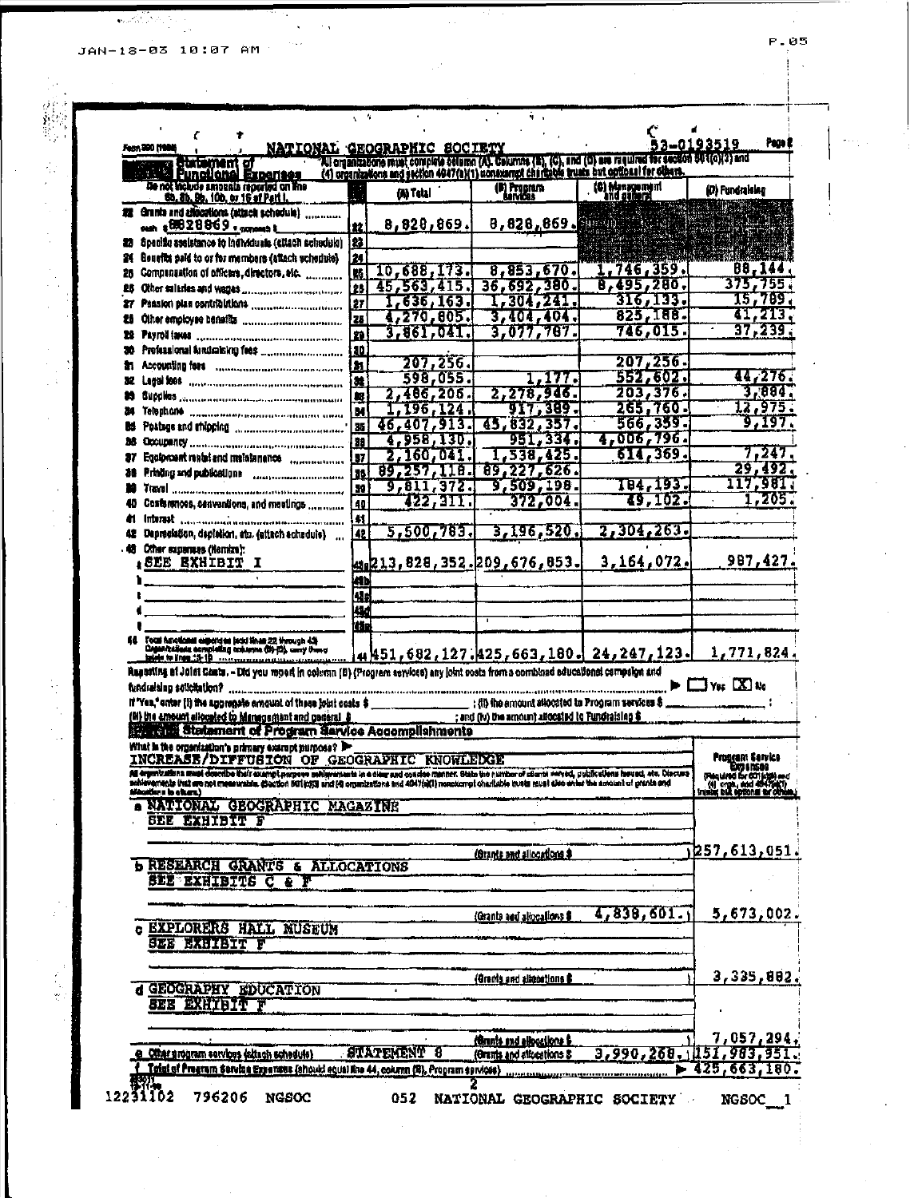Form 990 (1999) NATIONAL GEOGRAPHIC SOCIETY 53-0193519 Page 2

**Part II Statement of Functional Expenses** — All organizations must complete column (A). Columns (B), (C), and (D) are required for section 501(c)(3) and (4) organizations and section 4947(a)(1) nonexempt charitable trusts but optional for others.

| Do not include amounts reported on line 6b, 8b, 9b, 10b, or 16 of Part I. | | (A) Total | (B) Program services | (C) Management and general | (D) Fundraising |
|---|---|---|---|---|---|
| 22 Grants and allocations (attach schedule) cash $ 8828869 noncash $ | 22 | 8,828,869. | 8,828,869. | | |
| 23 Specific assistance to individuals (attach schedule) | 23 | | | | |
| 24 Benefits paid to or for members (attach schedule) | 24 | | | | |
| 25 Compensation of officers, directors, etc. | 25 | 10,688,173. | 8,853,670. | 1,746,359. | 88,144. |
| 26 Other salaries and wages | 26 | 45,563,415. | 36,692,380. | 8,495,280. | 375,755. |
| 27 Pension plan contributions | 27 | 1,636,163. | 1,304,241. | 316,133. | 15,789. |
| 28 Other employee benefits | 28 | 4,270,805. | 3,404,404. | 825,188. | 41,213. |
| 29 Payroll taxes | 29 | 3,861,041. | 3,077,787. | 746,015. | 37,239. |
| 30 Professional fundraising fees | 30 | | | | |
| 31 Accounting fees | 31 | 207,256. | | 207,256. | |
| 32 Legal fees | 32 | 598,055. | 1,177. | 552,602. | 44,276. |
| 33 Supplies | 33 | 2,486,206. | 2,278,946. | 203,376. | 3,884. |
| 34 Telephone | 34 | 1,196,124. | 917,389. | 265,760. | 12,975. |
| 35 Postage and shipping | 35 | 46,407,913. | 45,832,357. | 566,359. | 9,197. |
| 36 Occupancy | 36 | 4,958,130. | 951,334. | 4,006,796. | |
| 37 Equipment rental and maintenance | 37 | 2,160,041. | 1,538,425. | 614,369. | 7,247. |
| 38 Printing and publications | 38 | 89,257,118. | 89,227,626. | | 29,492. |
| 39 Travel | 39 | 9,811,372. | 9,509,198. | 184,193. | 117,981. |
| 40 Conferences, conventions, and meetings | 40 | 422,311. | 372,004. | 49,102. | 1,205. |
| 41 Interest | 41 | | | | |
| 42 Depreciation, depletion, etc. (attach schedule) | 42 | 5,500,783. | 3,196,520. | 2,304,263. | |
| 43 Other expenses (itemize): a SEE EXHIBIT I | 43a | 213,828,352. | 209,676,853. | 3,164,072. | 987,427. |
| b | 43b | | | | |
| c | 43c | | | | |
| d | 43d | | | | |
| e | 43e | | | | |
| 44 Total functional expenses (add lines 22 through 43) Organizations completing columns (B)-(D), carry these totals to lines 13-15 | 44 | 451,682,127. | 425,663,180. | 24,247,123. | 1,771,824. |

**Reporting of Joint Costs.** – Did you report in column (B) (Program services) any joint costs from a combined educational campaign and fundraising solicitation? ☐ Yes ☒ No

If "Yes," enter (i) the aggregate amount of these joint costs $ ______ ; (ii) the amount allocated to Program services $ ______ ; (iii) the amount allocated to Management and general $ ______ ; and (iv) the amount allocated to Fundraising $ ______

**Part III Statement of Program Service Accomplishments**

What is the organization's primary exempt purpose? ▶ INCREASE/DIFFUSION OF GEOGRAPHIC KNOWLEDGE

All organizations must describe their exempt purpose achievements in a clear and concise manner. State the number of clients served, publications issued, etc. Discuss achievements that are not measurable. (Section 501(c)(3) and (4) organizations and 4947(a)(1) nonexempt charitable trusts must also enter the amount of grants and allocations to others.)

| | Program Service Expenses (Required for 501(c)(3) and (4) orgs., and 4947(a)(1) trusts; but optional for others.) |
|---|---|
| a NATIONAL GEOGRAPHIC MAGAZINE<br>SEE EXHIBIT F<br>(Grants and allocations $ ) | 257,613,051. |
| b RESEARCH GRANTS & ALLOCATIONS<br>SEE EXHIBITS C & F<br>(Grants and allocations $ 4,838,601.) | 5,673,002. |
| c EXPLORERS HALL MUSEUM<br>SEE EXHIBIT F<br>(Grants and allocations $ ) | 3,335,882. |
| d GEOGRAPHY EDUCATION<br>SEE EXHIBIT F<br>(Grants and allocations $ ) | 7,057,294. |
| e Other program services (attach schedule) STATEMENT 8 (Grants and allocations $ 3,990,268.) | 151,983,951. |
| f Total of Program Service Expenses (should equal line 44, column (B), Program services) | ▶ 425,663,180. |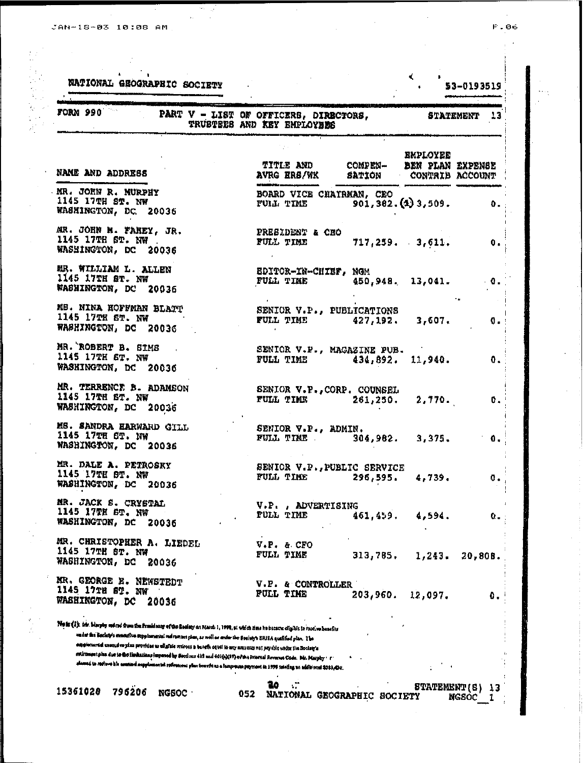NATIONAL GEOGRAPHIC SOCIETY 53-0193519

FORM 990 PART V - LIST OF OFFICERS, DIRECTORS, TRUSTEES AND KEY EMPLOYEES STATEMENT 13

| NAME AND ADDRESS | TITLE AND AVRG HRS/WK | COMPEN-SATION | EMPLOYEE BEN PLAN CONTRIB | EXPENSE ACCOUNT |
|---|---|---|---|---|
| MR. JOHN R. MURPHY<br>1145 17TH ST. NW<br>WASHINGTON, DC 20036 | BOARD VICE CHAIRMAN, CEO<br>FULL TIME | 901,382. (1) | 3,509. | 0. |
| MR. JOHN M. FAHEY, JR.<br>1145 17TH ST. NW<br>WASHINGTON, DC 20036 | PRESIDENT & CEO<br>FULL TIME | 717,259. | 3,611. | 0. |
| MR. WILLIAM L. ALLEN<br>1145 17TH ST. NW<br>WASHINGTON, DC 20036 | EDITOR-IN-CHIEF, NGM<br>FULL TIME | 450,948. | 13,041. | 0. |
| MS. NINA HOFFMAN BLATT<br>1145 17TH ST. NW<br>WASHINGTON, DC 20036 | SENIOR V.P., PUBLICATIONS<br>FULL TIME | 427,192. | 3,607. | 0. |
| MR. ROBERT B. SIMS<br>1145 17TH ST. NW<br>WASHINGTON, DC 20036 | SENIOR V.P., MAGAZINE PUB.<br>FULL TIME | 434,892. | 11,940. | 0. |
| MR. TERRENCE B. ADAMSON<br>1145 17TH ST. NW<br>WASHINGTON, DC 20036 | SENIOR V.P., CORP. COUNSEL<br>FULL TIME | 261,250. | 2,770. | 0. |
| MS. SANDRA HARWARD GILL<br>1145 17TH ST. NW<br>WASHINGTON, DC 20036 | SENIOR V.P., ADMIN.<br>FULL TIME | 304,982. | 3,375. | 0. |
| MR. DALE A. PETROSKY<br>1145 17TH ST. NW<br>WASHINGTON, DC 20036 | SENIOR V.P., PUBLIC SERVICE<br>FULL TIME | 296,595. | 4,739. | 0. |
| MR. JACK S. CRYSTAL<br>1145 17TH ST. NW<br>WASHINGTON, DC 20036 | V.P., ADVERTISING<br>FULL TIME | 461,459. | 4,594. | 0. |
| MR. CHRISTOPHER A. LIEDEL<br>1145 17TH ST. NW<br>WASHINGTON, DC 20036 | V.P. & CFO<br>FULL TIME | 313,785. | 1,243. | 20,808. |
| MR. GEORGE E. NEWSTEDT<br>1145 17TH ST. NW<br>WASHINGTON, DC 20036 | V.P. & CONTROLLER<br>FULL TIME | 203,960. | 12,097. | 0. |

Note (1): Mr. Murphy retired from the Presidency of the Society on March 1, 1998, at which time he became eligible to receive benefits under the Society's executive supplemental retirement plan, as well as under the Society's ERISA qualified plan. The supplemental executive plan provides to eligible retirees a benefit equal to any amounts not payable under the Society's retirement plan due to the limitations imposed by Sections 415 and 401(a)(17) of the Internal Revenue Code. Mr. Murphy elected to receive his accrued supplemental retirement plan benefit as a lump-sum payment in 1998 totaling an additional $381,436.

15361028 796206 NGSOC 052 NATIONAL GEOGRAPHIC SOCIETY STATEMENT(S) 13 NGSOC_1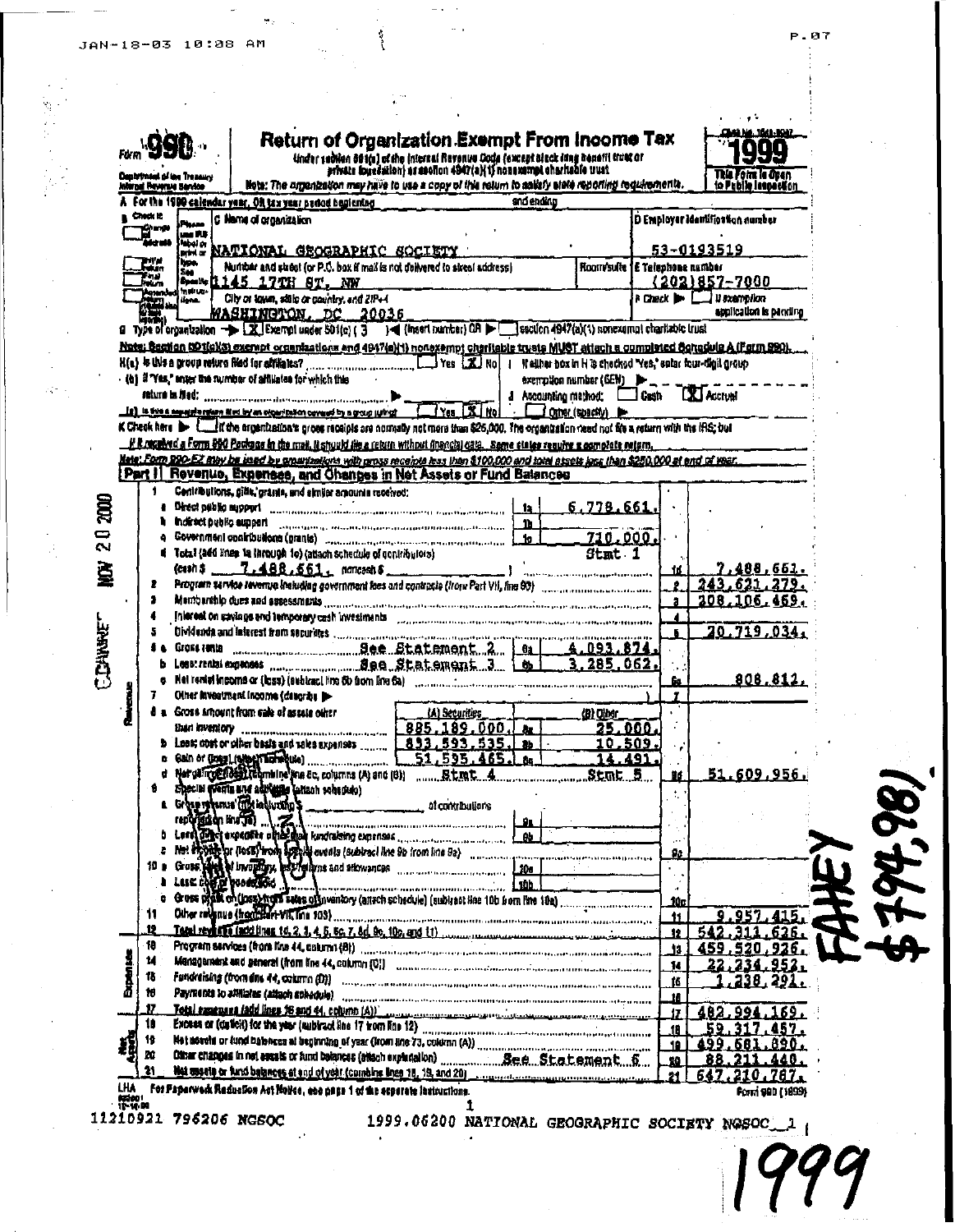Form **990**

Department of the Treasury
Internal Revenue Service

# Return of Organization Exempt From Income Tax

Under section 501(c) of the Internal Revenue Code (except black lung benefit trust or private foundation) or section 4947(a)(1) nonexempt charitable trust

Note: The organization may have to use a copy of this return to satisfy state reporting requirements.

OMB No. 1545-0047

**1999**

This Form is Open to Public Inspection

A For the 1999 calendar year, OR tax year period beginning ______ and ending ______

B Check if: Change of address / Initial return / Final return / Amended return

C Name of organization: NATIONAL GEOGRAPHIC SOCIETY

Number and street (or P.O. box if mail is not delivered to street address): 1145 17TH ST, NW

City or town, state or country, and ZIP+4: WASHINGTON, DC 20036

D Employer identification number: 53-0193519

E Telephone number: (202)857-7000

F Check ▶ ☐ if exemption application is pending

G Type of organization ▶ [X] Exempt under 501(c) ( 3 ) ◀ (insert number) OR ▶ ☐ section 4947(a)(1) nonexempt charitable trust

Note: Section 501(c)(3) exempt organizations and 4947(a)(1) nonexempt charitable trusts MUST attach a completed Schedule A (Form 990).

H(a) Is this a group return filed for affiliates? ☐ Yes [X] No

(b) If "Yes," enter the number of affiliates for which this return is filed: ▶

(c) Is this a separate return filed by an organization covered by a group ruling? ☐ Yes [X] No

I If either box in H is checked "Yes," enter four-digit group exemption number (GEN) ▶

J Accounting method: ☐ Cash [X] Accrual ☐ Other (specify) ▶

K Check here ▶ ☐ if the organization's gross receipts are normally not more than $25,000. The organization need not file a return with the IRS; but if it received a Form 990 Package in the mail, it should file a return without financial data. Some states require a complete return.

Note: Form 990-EZ may be used by organizations with gross receipts less than $100,000 and total assets less than $250,000 at end of year.

## Part I Revenue, Expenses, and Changes in Net Assets or Fund Balances

| Line | Description | | | Line | Amount |
|---|---|---|---|---|---|
| 1 | Contributions, gifts, grants, and similar amounts received: | | | | |
| a | Direct public support | 1a | 6,778,661. | | |
| b | Indirect public support | 1b | | | |
| c | Government contributions (grants) | 1c | 710,000. | | |
| d | Total (add lines 1a through 1c) (attach schedule of contributors) (cash $ 7,488,661. noncash $ ) | | Stmt 1 | 1d | 7,488,661. |
| 2 | Program service revenue including government fees and contracts (from Part VII, line 93) | | | 2 | 243,621,279. |
| 3 | Membership dues and assessments | | | 3 | 208,106,469. |
| 4 | Interest on savings and temporary cash investments | | | 4 | |
| 5 | Dividends and interest from securities | | | 5 | 20,719,034. |
| 6a | Gross rents ... See Statement 2 | 6a | 4,093,874. | | |
| b | Less: rental expenses ... See Statement 3 | 6b | 3,285,062. | | |
| c | Net rental income or (loss) (subtract line 6b from line 6a) | | | 6c | 808,812. |
| 7 | Other investment income (describe ▶ ) | | | 7 | |
| 8a | Gross amount from sale of assets other than inventory | (A) Securities 885,189,000. | (B) Other 25,000. | | |
| b | Less: cost or other basis and sales expenses | 833,593,535. | 10,509. | | |
| c | Gain or (loss) (attach schedule) | 51,595,465. | 14,491. | | |
| d | Net gain or (loss) (combine line 8c, columns (A) and (B)) | Stmt 4 | Stmt 5 | 8d | 51,609,956. |
| 9 | Special events and activities (attach schedule) | | | | |
| a | Gross revenue (not including $ ______ of contributions reported on line 1a) | 9a | | | |
| b | Less: direct expenses other than fundraising expenses | 9b | | | |
| c | Net income or (loss) from special events (subtract line 9b from line 9a) | | | 9c | |
| 10a | Gross sales of inventory, less returns and allowances | 10a | | | |
| b | Less: cost of goods sold | 10b | | | |
| c | Gross profit or (loss) from sales of inventory (attach schedule) (subtract line 10b from line 10a) | | | 10c | |
| 11 | Other revenue (from Part VII, line 103) | | | 11 | 9,957,415. |
| 12 | Total revenue (add lines 1d, 2, 3, 4, 5, 6c, 7, 8d, 9c, 10c, and 11) | | | 12 | 542,311,626. |
| 13 | Program services (from line 44, column (B)) | | | 13 | 459,520,926. |
| 14 | Management and general (from line 44, column (C)) | | | 14 | 22,234,952. |
| 15 | Fundraising (from line 44, column (D)) | | | 15 | 1,238,291. |
| 16 | Payments to affiliates (attach schedule) | | | 16 | |
| 17 | Total expenses (add lines 16 and 44, column (A)) | | | 17 | 482,994,169. |
| 18 | Excess or (deficit) for the year (subtract line 17 from line 12) | | | 18 | 59,317,457. |
| 19 | Net assets or fund balances at beginning of year (from line 73, column (A)) | | | 19 | 499,681,890. |
| 20 | Other changes in net assets or fund balances (attach explanation) | | See Statement 6 | 20 | 88,211,440. |
| 21 | Net assets or fund balances at end of year (combine lines 18, 19, and 20) | | | 21 | 647,210,787. |

LHA For Paperwork Reduction Act Notice, see page 1 of the separate instructions. Form **990** (1999)

11210921 796206 NGSOC 1999.06200 NATIONAL GEOGRAPHIC SOCIETY NGSOC__1

FAHEY $794,981

1999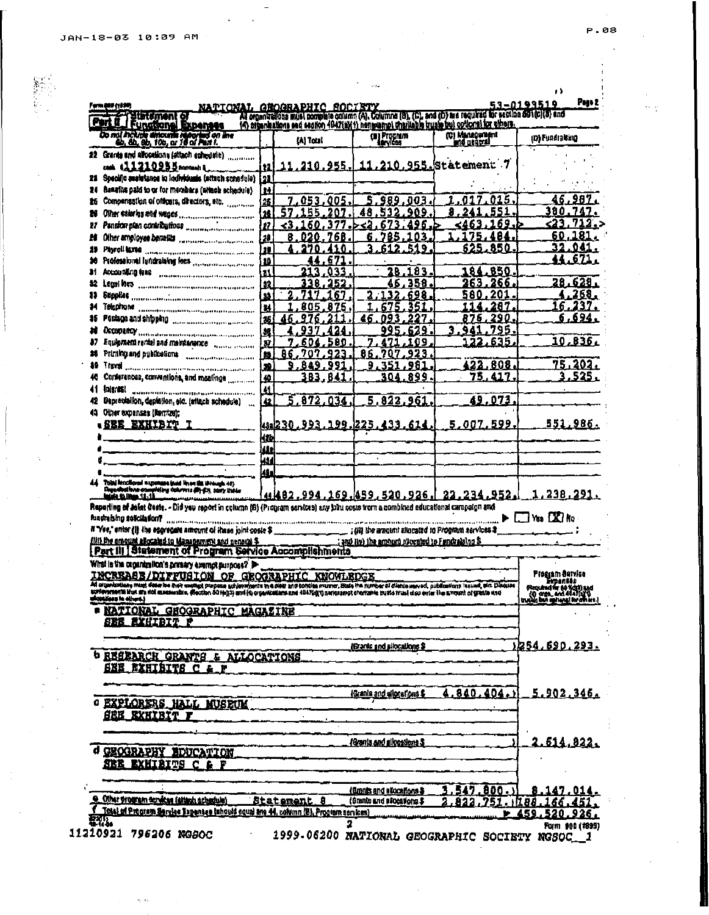Form 990 (1999) NATIONAL GEOGRAPHIC SOCIETY 53-0193519 Page 2

**Part II | Statement of Functional Expenses** — All organizations must complete column (A). Columns (B), (C), and (D) are required for section 501(c)(3) and (4) organizations and section 4947(a)(1) nonexempt charitable trusts but optional for others.

| Do not include amounts reported on line 6b, 8b, 9b, 10b, or 16 of Part I. | | (A) Total | (B) Program services | (C) Management and general | (D) Fundraising |
|---|---|---|---|---|---|
| 22 Grants and allocations (attach schedule) cash $11210955 noncash $ | 22 | 11,210,955. | 11,210,955. | Statement 7 | |
| 23 Specific assistance to individuals (attach schedule) | 23 | | | | |
| 24 Benefits paid to or for members (attach schedule) | 24 | | | | |
| 25 Compensation of officers, directors, etc. | 25 | 7,053,005. | 5,989,003. | 1,017,015. | 46,987. |
| 26 Other salaries and wages | 26 | 57,155,207. | 48,532,909. | 8,241,551. | 380,747. |
| 27 Pension plan contributions | 27 | <3,160,377.> | <2,673,496.> | <463,169.> | <23,712.> |
| 28 Other employee benefits | 28 | 8,020,768. | 6,785,103. | 1,175,484. | 60,181. |
| 29 Payroll taxes | 29 | 4,270,410. | 3,612,519. | 625,850. | 32,041. |
| 30 Professional fundraising fees | 30 | 44,671. | | | 44,671. |
| 31 Accounting fees | 31 | 213,033. | 28,183. | 184,850. | |
| 32 Legal fees | 32 | 338,252. | 46,358. | 263,266. | 28,628. |
| 33 Supplies | 33 | 2,717,167. | 2,132,698. | 580,201. | 4,268. |
| 34 Telephone | 34 | 1,805,875. | 1,675,351. | 114,287. | 16,237. |
| 35 Postage and shipping | 35 | 46,976,211. | 46,093,227. | 876,290. | 6,694. |
| 36 Occupancy | 36 | 4,937,424. | 995,629. | 3,941,795. | |
| 37 Equipment rental and maintenance | 37 | 7,604,580. | 7,471,109. | 122,635. | 10,836. |
| 38 Printing and publications | 38 | 86,707,923. | 86,707,923. | | |
| 39 Travel | 39 | 9,849,991. | 9,351,981. | 422,808. | 75,202. |
| 40 Conferences, conventions, and meetings | 40 | 383,841. | 304,899. | 75,417. | 3,525. |
| 41 Interest | 41 | | | | |
| 42 Depreciation, depletion, etc. (attach schedule) | 42 | 5,872,034. | 5,822,961. | 49,073. | |
| 43 Other expenses (itemize): a SEE EXHIBIT I | 43a | 230,993,199. | 225,433,614. | 5,007,599. | 551,986. |
| b | 43b | | | | |
| c | 43c | | | | |
| d | 43d | | | | |
| e | 43e | | | | |
| 44 Total functional expenses (add lines 22 through 43) Organizations completing columns (B)-(D), carry these totals to lines 13-15 | 44 | 482,994,169. | 459,520,926. | 22,234,952. | 1,238,291. |

**Reporting of Joint Costs.** - Did you report in column (B) (Program services) any joint costs from a combined educational campaign and fundraising solicitation? ☐ Yes ☒ No

If "Yes," enter (i) the aggregate amount of these joint costs $ \_\_\_\_ ; (ii) the amount allocated to Program services $ \_\_\_\_ ; (iii) the amount allocated to Management and general $ \_\_\_\_ ; and (iv) the amount allocated to Fundraising $ \_\_\_\_

**Part III | Statement of Program Service Accomplishments**

What is the organization's primary exempt purpose? ▶ INCREASE/DIFFUSION OF GEOGRAPHIC KNOWLEDGE

All organizations must describe their exempt purpose achievements in a clear and concise manner. State the number of clients served, publications issued, etc. Discuss achievements that are not measurable. (Section 501(c)(3) and (4) organizations and 4947(a)(1) nonexempt charitable trusts must also enter the amount of grants and allocations to others.)

| | Program Service Expenses (Required for 501(c)(3) and (4) orgs., and 4947(a)(1) trusts; but optional for others.) |
|---|---|
| a NATIONAL GEOGRAPHIC MAGAZINE<br>SEE EXHIBIT F<br>(Grants and allocations $ ) | 254,690,293. |
| b RESEARCH GRANTS & ALLOCATIONS<br>SEE EXHIBITS C & F<br>(Grants and allocations $ 4,840,404.) | 5,902,346. |
| c EXPLORERS HALL MUSEUM<br>SEE EXHIBIT F<br>(Grants and allocations $ ) | 2,614,822. |
| d GEOGRAPHY EDUCATION<br>SEE EXHIBITS C & F<br>(Grants and allocations $ 3,547,800.) | 8,147,014. |
| e Other program services (attach schedule) Statement 8 (Grants and allocations $ 2,822,751.) | 188,166,451. |
| f Total of Program Service Expenses (should equal line 44, column (B), Program services) | ▶ 459,520,926. |

Form 990 (1999)

11210921 796206 NGSOC 1999.06200 NATIONAL GEOGRAPHIC SOCIETY NGSOC\_\_1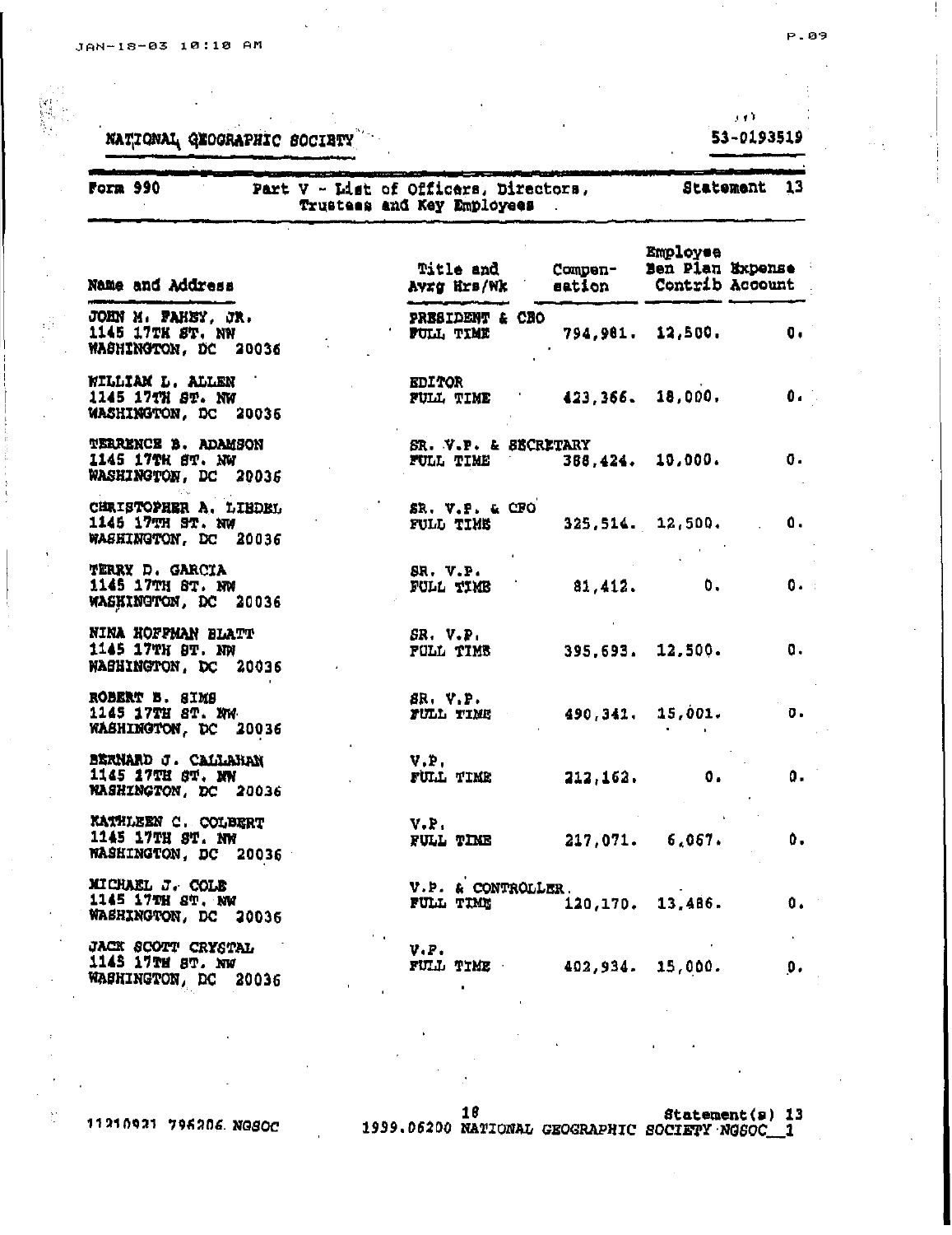NATIONAL GEOGRAPHIC SOCIETY 53-0193519

| Form 990 | Part V - List of Officers, Directors, Trustees and Key Employees | Statement 13 |
|---|---|---|

| Name and Address | Title and Avrg Hrs/Wk | Compen-sation | Employee Ben Plan Contrib | Expense Account |
|---|---|---|---|---|
| JOHN M. FAHEY, JR.<br>1145 17TH ST. NW<br>WASHINGTON, DC 20036 | PRESIDENT & CEO<br>FULL TIME | 794,981. | 12,500. | 0. |
| WILLIAM L. ALLEN<br>1145 17TH ST. NW<br>WASHINGTON, DC 20036 | EDITOR<br>FULL TIME | 423,366. | 18,000. | 0. |
| TERRENCE B. ADAMSON<br>1145 17TH ST. NW<br>WASHINGTON, DC 20036 | SR. V.P. & SECRETARY<br>FULL TIME | 388,424. | 10,000. | 0. |
| CHRISTOPHER A. LIEDEL<br>1145 17TH ST. NW<br>WASHINGTON, DC 20036 | SR. V.P. & CFO<br>FULL TIME | 325,514. | 12,500. | 0. |
| TERRY D. GARCIA<br>1145 17TH ST. NW<br>WASHINGTON, DC 20036 | SR. V.P.<br>FULL TIME | 81,412. | 0. | 0. |
| NINA HOFFMAN BLATT<br>1145 17TH ST. NW<br>WASHINGTON, DC 20036 | SR. V.P.<br>FULL TIME | 395,693. | 12,500. | 0. |
| ROBERT B. SIMS<br>1145 17TH ST. NW<br>WASHINGTON, DC 20036 | SR. V.P.<br>FULL TIME | 490,341. | 15,001. | 0. |
| BERNARD J. CALLAHAN<br>1145 17TH ST. NW<br>WASHINGTON, DC 20036 | V.P.<br>FULL TIME | 212,162. | 0. | 0. |
| KATHLEEN C. COLBERT<br>1145 17TH ST. NW<br>WASHINGTON, DC 20036 | V.P.<br>FULL TIME | 217,071. | 6,067. | 0. |
| MICHAEL J. COLE<br>1145 17TH ST. NW<br>WASHINGTON, DC 20036 | V.P. & CONTROLLER<br>FULL TIME | 120,170. | 13,486. | 0. |
| JACK SCOTT CRYSTAL<br>1145 17TH ST. NW<br>WASHINGTON, DC 20036 | V.P.<br>FULL TIME | 402,934. | 15,000. | 0. |

11210921 796206 NGSOC 1999.06200 NATIONAL GEOGRAPHIC SOCIETY NGSOC__1 Statement(s) 13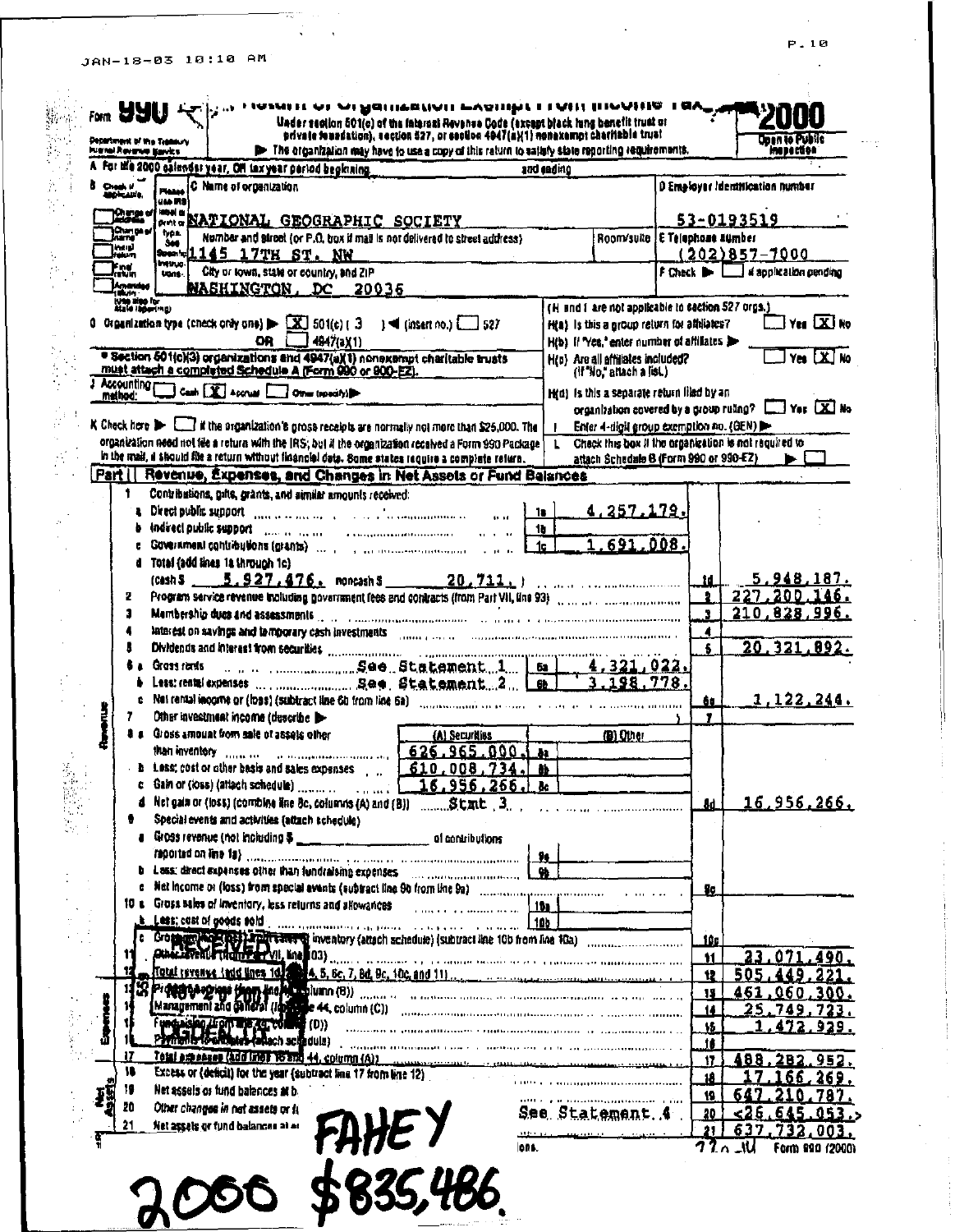JAN-18-03 10:10 AM

# Form 990 Return of Organization Exempt From Income Tax — 2000

Under section 501(c) of the Internal Revenue Code (except black lung benefit trust or private foundation), section 527, or section 4947(a)(1) nonexempt charitable trust

Department of the Treasury Internal Revenue Service

▶ The organization may have to use a copy of this return to satisfy state reporting requirements.

Open to Public Inspection

A For the 2000 calendar year, OR tax year period beginning ___ and ending ___

B Check if applicable: Change of address; Change of name; Initial return; Final return; Amended return (required also for state reporting)

C Name of organization: **NATIONAL GEOGRAPHIC SOCIETY**

Number and street (or P.O. box if mail is not delivered to street address): **1145 17TH ST. NW** — Room/suite

City or town, state or country, and ZIP: **WASHINGTON, DC 20036**

D Employer identification number: **53-0193519**

E Telephone number: **(202)857-7000**

F Check ▶ ☐ if application pending

G Organization type (check only one) ▶ [X] 501(c) ( 3 ) ◀ (insert no.) ☐ 527 OR ☐ 4947(a)(1)

* Section 501(c)(3) organizations and 4947(a)(1) nonexempt charitable trusts must attach a completed Schedule A (Form 990 or 990-EZ).

(H and I are not applicable to section 527 orgs.)

H(a) Is this a group return for affiliates? ☐ Yes [X] No

H(b) If "Yes," enter number of affiliates ▶

H(c) Are all affiliates included? (If "No," attach a list.) ☐ Yes [X] No

H(d) Is this a separate return filed by an organization covered by a group ruling? ☐ Yes [X] No

I Enter 4-digit group exemption no. (GEN) ▶

J Accounting method: ☐ Cash [X] Accrual ☐ Other (specify) ▶

K Check here ▶ ☐ if the organization's gross receipts are normally not more than $25,000. The organization need not file a return with the IRS; but if the organization received a Form 990 Package in the mail, it should file a return without financial data. Some states require a complete return.

L Check this box if the organization is not required to attach Schedule B (Form 990 or 990-EZ) ▶ ☐

## Part I Revenue, Expenses, and Changes in Net Assets or Fund Balances

### Revenue

| Line | Description | | Amount |
|---|---|---|---|
| 1 | Contributions, gifts, grants, and similar amounts received: | | |
| a | Direct public support | 1a 4,257,179. | |
| b | Indirect public support | 1b | |
| c | Government contributions (grants) | 1c 1,691,008. | |
| d | Total (add lines 1a through 1c) (cash $ 5,927,476. noncash $ 20,711. ) | | 1d 5,948,187. |
| 2 | Program service revenue including government fees and contracts (from Part VII, line 93) | | 2 227,200,146. |
| 3 | Membership dues and assessments | | 3 210,828,996. |
| 4 | Interest on savings and temporary cash investments | | 4 |
| 5 | Dividends and interest from securities | | 5 20,321,892. |
| 6a | Gross rents — See Statement 1 | 6a 4,321,022. | |
| b | Less: rental expenses — See Statement 2 | 6b 3,198,778. | |
| c | Net rental income or (loss) (subtract line 6b from line 6a) | | 6c 1,122,244. |
| 7 | Other investment income (describe ▶ ) | | 7 |

| Line | Description | (A) Securities | (B) Other | Amount |
|---|---|---|---|---|
| 8a | Gross amount from sale of assets other than inventory | 626,965,000. | 8a | |
| b | Less: cost or other basis and sales expenses | 610,008,734. | 8b | |
| c | Gain or (loss) (attach schedule) | 16,956,266. | 8c | |
| d | Net gain or (loss) (combine line 8c, columns (A) and (B)) Stmt 3 | | | 8d 16,956,266. |

| Line | Description | | Amount |
|---|---|---|---|
| 9 | Special events and activities (attach schedule) | | |
| a | Gross revenue (not including $ ___ of contributions reported on line 1a) | 9a | |
| b | Less: direct expenses other than fundraising expenses | 9b | |
| c | Net income or (loss) from special events (subtract line 9b from line 9a) | | 9c |
| 10a | Gross sales of inventory, less returns and allowances | 10a | |
| b | Less: cost of goods sold | 10b | |
| c | Gross profit or (loss) from sales of inventory (attach schedule) (subtract line 10b from line 10a) | | 10c |
| 11 | Other revenue (from Part VII, line 103) | | 11 23,071,490. |
| 12 | Total revenue (add lines 1d, 2, 3, 4, 5, 6c, 7, 8d, 9c, 10c, and 11) | | 12 505,449,221. |

### Expenses

| Line | Description | Amount |
|---|---|---|
| 13 | Program services (from line 44, column (B)) | 13 461,060,300. |
| 14 | Management and general (from line 44, column (C)) | 14 25,749,723. |
| 15 | Fundraising (from line 44, column (D)) | 15 1,472,929. |
| 16 | Payments to affiliates (attach schedule) | 16 |
| 17 | Total expenses (add lines 16 and 44, column (A)) | 17 488,282,952. |

### Net Assets

| Line | Description | Amount |
|---|---|---|
| 18 | Excess or (deficit) for the year (subtract line 17 from line 12) | 18 17,166,269. |
| 19 | Net assets or fund balances at beginning of year | 19 647,210,787. |
| 20 | Other changes in net assets or fund balances — See Statement 4 | 20 <26,645,053.> |
| 21 | Net assets or fund balances at end of year | 21 637,732,003. |

RECEIVED

Form 990 (2000)

FAHEY

2000 $835,486.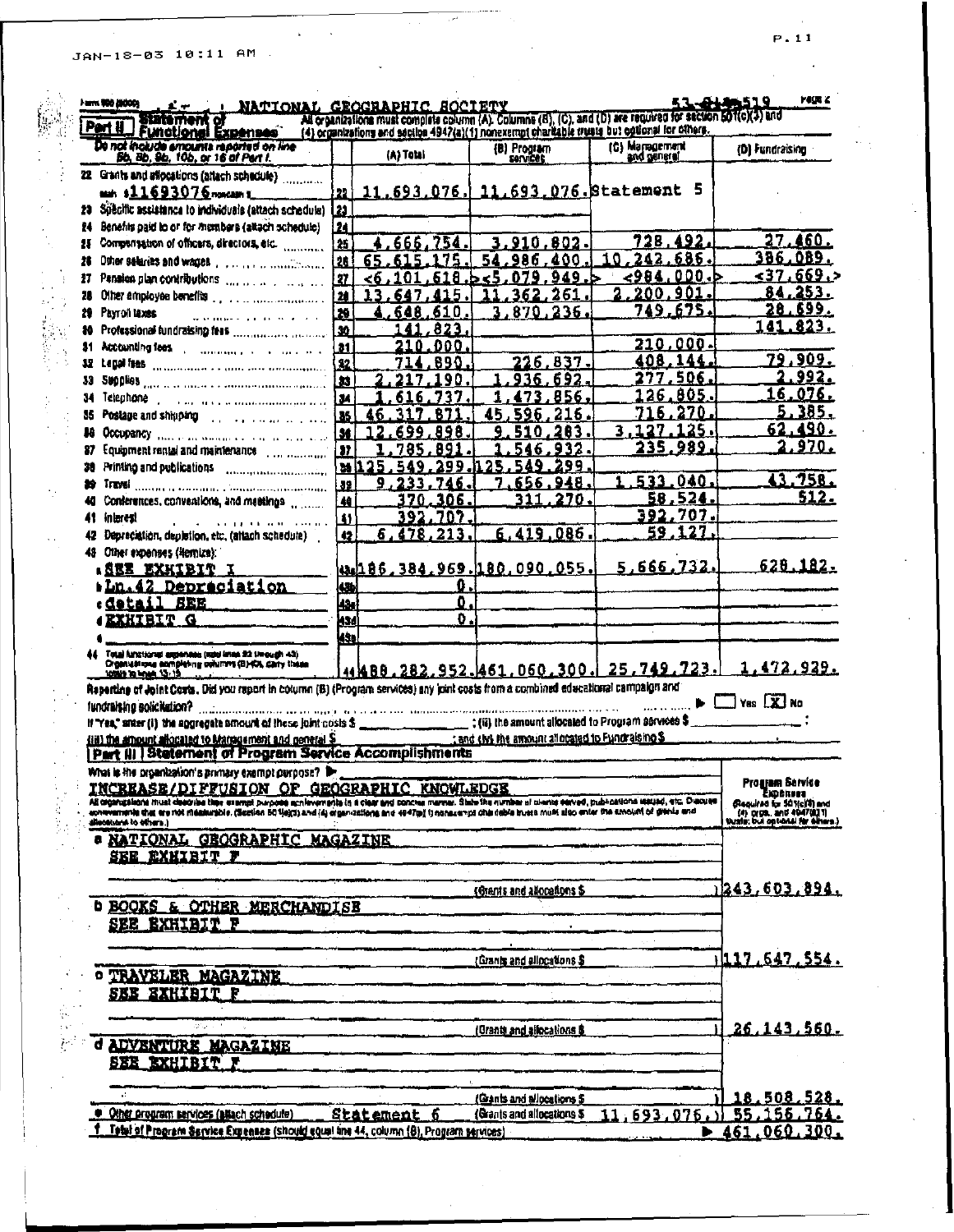Form 990 (2000) NATIONAL GEOGRAPHIC SOCIETY 53-0193519 Page 2

## Part II | Statement of Functional Expenses

All organizations must complete column (A). Columns (B), (C), and (D) are required for section 501(c)(3) and (4) organizations and section 4947(a)(1) nonexempt charitable trusts but optional for others.

| Do not include amounts reported on line 6b, 8b, 9b, 10b, or 16 of Part I. | | (A) Total | (B) Program services | (C) Management and general | (D) Fundraising |
|---|---|---|---|---|---|
| 22 Grants and allocations (attach schedule) cash $11693076 noncash $ | 22 | 11,693,076. | 11,693,076. | Statement 5 | |
| 23 Specific assistance to individuals (attach schedule) | 23 | | | | |
| 24 Benefits paid to or for members (attach schedule) | 24 | | | | |
| 25 Compensation of officers, directors, etc. | 25 | 4,666,754. | 3,910,802. | 728,492. | 27,460. |
| 26 Other salaries and wages | 26 | 65,615,175. | 54,986,400. | 10,242,686. | 386,089. |
| 27 Pension plan contributions | 27 | <6,101,618.> | <5,079,949.> | <984,000.> | <37,669.> |
| 28 Other employee benefits | 28 | 13,647,415. | 11,362,261. | 2,200,901. | 84,253. |
| 29 Payroll taxes | 29 | 4,648,610. | 3,870,236. | 749,675. | 28,699. |
| 30 Professional fundraising fees | 30 | 141,823. | | | 141,823. |
| 31 Accounting fees | 31 | 210,000. | | 210,000. | |
| 32 Legal fees | 32 | 714,890. | 226,837. | 408,144. | 79,909. |
| 33 Supplies | 33 | 2,217,190. | 1,936,692. | 277,506. | 2,992. |
| 34 Telephone | 34 | 1,616,737. | 1,473,856. | 126,805. | 16,076. |
| 35 Postage and shipping | 35 | 46,317,871. | 45,596,216. | 716,270. | 5,385. |
| 36 Occupancy | 36 | 12,699,898. | 9,510,283. | 3,127,125. | 62,490. |
| 37 Equipment rental and maintenance | 37 | 1,785,891. | 1,546,932. | 235,989. | 2,970. |
| 38 Printing and publications | 38 | 125,549,299. | 125,549,299. | | |
| 39 Travel | 39 | 9,233,746. | 7,656,948. | 1,533,040. | 43,758. |
| 40 Conferences, conventions, and meetings | 40 | 370,306. | 311,270. | 58,524. | 512. |
| 41 Interest | 41 | 392,707. | | 392,707. | |
| 42 Depreciation, depletion, etc. (attach schedule) | 42 | 6,478,213. | 6,419,086. | 59,127. | |
| 43 Other expenses (itemize): a SEE EXHIBIT I | 43a | 186,384,969. | 180,090,055. | 5,666,732. | 628,182. |
| b Ln.42 Depreciation | 43b | 0. | | | |
| c detail SEE | 43c | 0. | | | |
| d EXHIBIT G | 43d | 0. | | | |
| e | 43e | | | | |
| 44 Total functional expenses (add lines 22 through 43) Organizations completing columns (B)-(D), carry these totals to lines 13-15 | 44 | 488,282,952. | 461,060,300. | 25,749,723. | 1,472,929. |

**Reporting of Joint Costs.** Did you report in column (B) (Program services) any joint costs from a combined educational campaign and fundraising solicitation? ☐ Yes ☒ No

If "Yes," enter (i) the aggregate amount of these joint costs $ ______ ; (ii) the amount allocated to Program services $ ______ ; (iii) the amount allocated to Management and general $ ______ ; and (iv) the amount allocated to Fundraising $ ______ .

## Part III | Statement of Program Service Accomplishments

What is the organization's primary exempt purpose? ▶ INCREASE/DIFFUSION OF GEOGRAPHIC KNOWLEDGE

All organizations must describe their exempt purpose achievements in a clear and concise manner. State the number of clients served, publications issued, etc. Discuss achievements that are not measurable. (Section 501(c)(3) and (4) organizations and 4947(a)(1) nonexempt charitable trusts must also enter the amount of grants and allocations to others.)

| | Program Service Expenses (Required for 501(c)(3) and (4) orgs, and 4947(a)(1) trusts; but optional for others.) |
|---|---|
| a NATIONAL GEOGRAPHIC MAGAZINE SEE EXHIBIT F (Grants and allocations $ ) | 243,603,894. |
| b BOOKS & OTHER MERCHANDISE SEE EXHIBIT F (Grants and allocations $ ) | 117,647,554. |
| c TRAVELER MAGAZINE SEE EXHIBIT F (Grants and allocations $ ) | 26,143,560. |
| d ADVENTURE MAGAZINE SEE EXHIBIT F (Grants and allocations $ ) | 18,508,528. |
| e Other program services (attach schedule) Statement 6 (Grants and allocations $ 11,693,076.) | 55,156,764. |
| f Total of Program Service Expenses (should equal line 44, column (B), Program services) | ▶ 461,060,300. |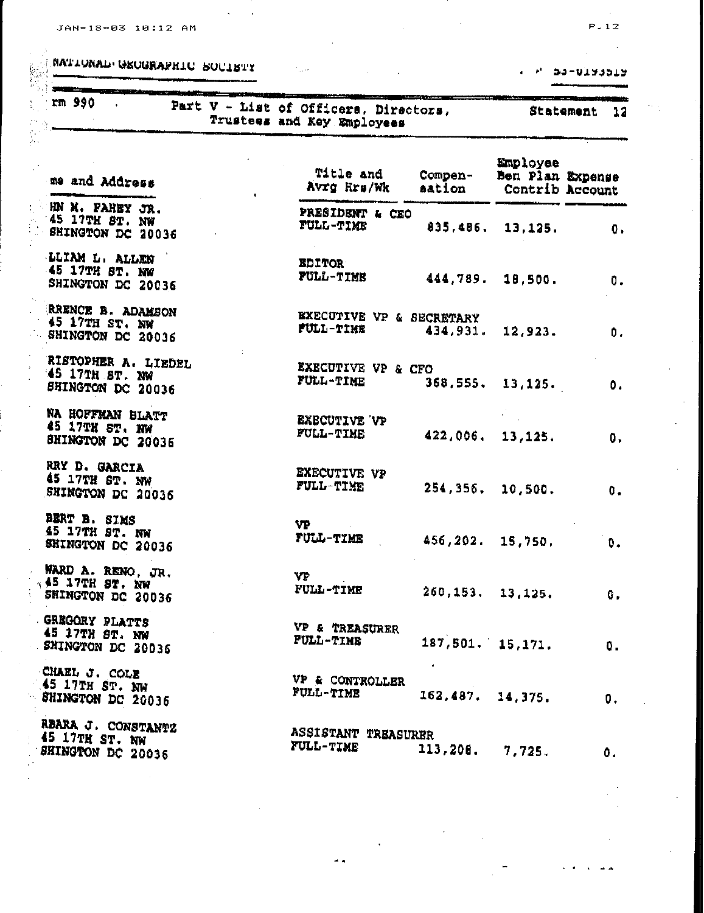NATIONAL GEOGRAPHIC SOCIETY

53-0193519

rm 990 — Part V - List of Officers, Directors, Trustees and Key Employees — Statement 12

| me and Address | Title and Avrg Hrs/Wk | Compen- sation | Employee Ben Plan Contrib | Expense Account |
|---|---|---|---|---|
| HN M. FAHEY JR.<br>45 17TH ST. NW<br>SHINGTON DC 20036 | PRESIDENT & CEO<br>FULL-TIME | 835,486. | 13,125. | 0. |
| LLIAM L. ALLEN<br>45 17TH ST. NW<br>SHINGTON DC 20036 | EDITOR<br>FULL-TIME | 444,789. | 18,500. | 0. |
| RRENCE B. ADAMSON<br>45 17TH ST. NW<br>SHINGTON DC 20036 | EXECUTIVE VP & SECRETARY<br>FULL-TIME | 434,931. | 12,923. | 0. |
| RISTOPHER A. LIEDEL<br>45 17TH ST. NW<br>SHINGTON DC 20036 | EXECUTIVE VP & CFO<br>FULL-TIME | 368,555. | 13,125. | 0. |
| NA HOFFMAN BLATT<br>45 17TH ST. NW<br>SHINGTON DC 20036 | EXECUTIVE VP<br>FULL-TIME | 422,006. | 13,125. | 0. |
| RRY D. GARCIA<br>45 17TH ST. NW<br>SHINGTON DC 20036 | EXECUTIVE VP<br>FULL-TIME | 254,356. | 10,500. | 0. |
| BERT B. SIMS<br>45 17TH ST. NW<br>SHINGTON DC 20036 | VP<br>FULL-TIME | 456,202. | 15,750. | 0. |
| WARD A. RENO, JR.<br>45 17TH ST. NW<br>SHINGTON DC 20036 | VP<br>FULL-TIME | 260,153. | 13,125. | 0. |
| GREGORY PLATTS<br>45 17TH ST. NW<br>SHINGTON DC 20036 | VP & TREASURER<br>FULL-TIME | 187,501. | 15,171. | 0. |
| CHAEL J. COLE<br>45 17TH ST. NW<br>SHINGTON DC 20036 | VP & CONTROLLER<br>FULL-TIME | 162,487. | 14,375. | 0. |
| RBARA J. CONSTANTZ<br>45 17TH ST. NW<br>SHINGTON DC 20036 | ASSISTANT TREASURER<br>FULL-TIME | 113,208. | 7,725. | 0. |